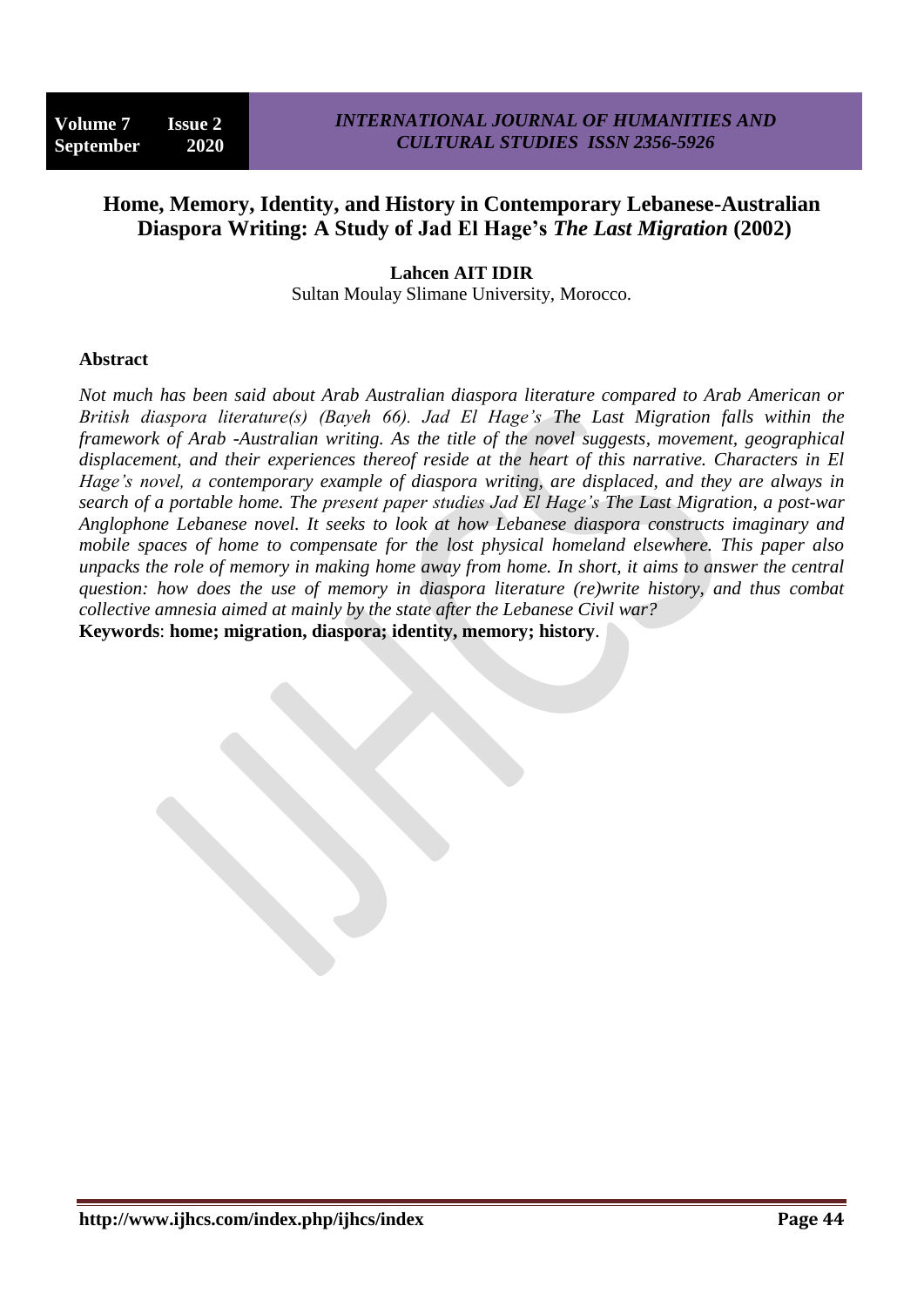# Home, Memory, Identity, and History in Contemporary Lebanese-Australian Diaspora Writing: A Study of Jad El Hage's *The Last Migration* (2002)

**Lahcen AIT IDIR**
Sultan Moulay Slimane University, Morocco.

## Abstract

*Not much has been said about Arab Australian diaspora literature compared to Arab American or British diaspora literature(s) (Bayeh 66). Jad El Hage's The Last Migration falls within the framework of Arab -Australian writing. As the title of the novel suggests, movement, geographical displacement, and their experiences thereof reside at the heart of this narrative. Characters in El Hage's novel, a contemporary example of diaspora writing, are displaced, and they are always in search of a portable home. The present paper studies Jad El Hage's The Last Migration, a post-war Anglophone Lebanese novel. It seeks to look at how Lebanese diaspora constructs imaginary and mobile spaces of home to compensate for the lost physical homeland elsewhere. This paper also unpacks the role of memory in making home away from home. In short, it aims to answer the central question: how does the use of memory in diaspora literature (re)write history, and thus combat collective amnesia aimed at mainly by the state after the Lebanese Civil war?*

**Keywords**: **home; migration, diaspora; identity, memory; history**.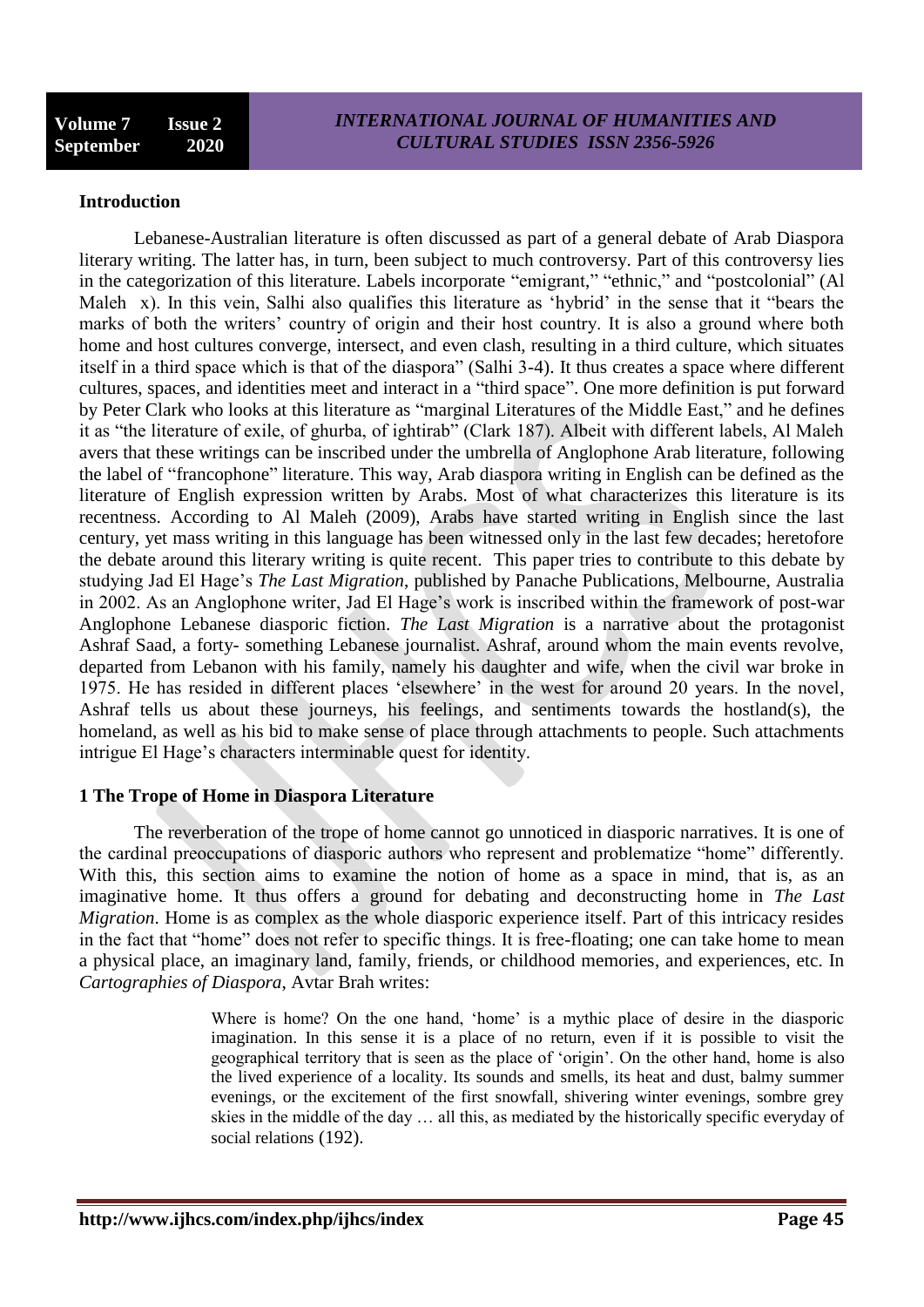## Introduction

Lebanese-Australian literature is often discussed as part of a general debate of Arab Diaspora literary writing. The latter has, in turn, been subject to much controversy. Part of this controversy lies in the categorization of this literature. Labels incorporate "emigrant," "ethnic," and "postcolonial" (Al Maleh x). In this vein, Salhi also qualifies this literature as 'hybrid' in the sense that it "bears the marks of both the writers' country of origin and their host country. It is also a ground where both home and host cultures converge, intersect, and even clash, resulting in a third culture, which situates itself in a third space which is that of the diaspora" (Salhi 3-4). It thus creates a space where different cultures, spaces, and identities meet and interact in a "third space". One more definition is put forward by Peter Clark who looks at this literature as "marginal Literatures of the Middle East," and he defines it as "the literature of exile, of ghurba, of ightirab" (Clark 187). Albeit with different labels, Al Maleh avers that these writings can be inscribed under the umbrella of Anglophone Arab literature, following the label of "francophone" literature. This way, Arab diaspora writing in English can be defined as the literature of English expression written by Arabs. Most of what characterizes this literature is its recentness. According to Al Maleh (2009), Arabs have started writing in English since the last century, yet mass writing in this language has been witnessed only in the last few decades; heretofore the debate around this literary writing is quite recent. This paper tries to contribute to this debate by studying Jad El Hage's *The Last Migration*, published by Panache Publications, Melbourne, Australia in 2002. As an Anglophone writer, Jad El Hage's work is inscribed within the framework of post-war Anglophone Lebanese diasporic fiction. *The Last Migration* is a narrative about the protagonist Ashraf Saad, a forty- something Lebanese journalist. Ashraf, around whom the main events revolve, departed from Lebanon with his family, namely his daughter and wife, when the civil war broke in 1975. He has resided in different places 'elsewhere' in the west for around 20 years. In the novel, Ashraf tells us about these journeys, his feelings, and sentiments towards the hostland(s), the homeland, as well as his bid to make sense of place through attachments to people. Such attachments intrigue El Hage's characters interminable quest for identity.

## 1 The Trope of Home in Diaspora Literature

The reverberation of the trope of home cannot go unnoticed in diasporic narratives. It is one of the cardinal preoccupations of diasporic authors who represent and problematize "home" differently. With this, this section aims to examine the notion of home as a space in mind, that is, as an imaginative home. It thus offers a ground for debating and deconstructing home in *The Last Migration*. Home is as complex as the whole diasporic experience itself. Part of this intricacy resides in the fact that "home" does not refer to specific things. It is free-floating; one can take home to mean a physical place, an imaginary land, family, friends, or childhood memories, and experiences, etc. In *Cartographies of Diaspora*, Avtar Brah writes:

> Where is home? On the one hand, 'home' is a mythic place of desire in the diasporic imagination. In this sense it is a place of no return, even if it is possible to visit the geographical territory that is seen as the place of 'origin'. On the other hand, home is also the lived experience of a locality. Its sounds and smells, its heat and dust, balmy summer evenings, or the excitement of the first snowfall, shivering winter evenings, sombre grey skies in the middle of the day … all this, as mediated by the historically specific everyday of social relations (192).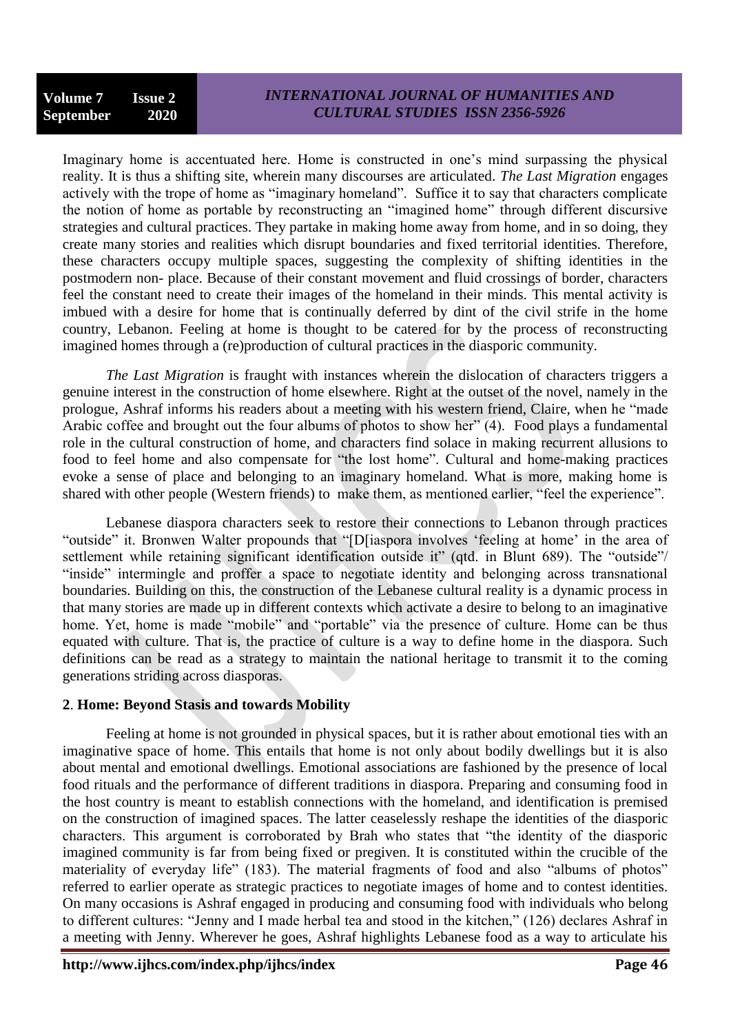Imaginary home is accentuated here. Home is constructed in one's mind surpassing the physical reality. It is thus a shifting site, wherein many discourses are articulated. *The Last Migration* engages actively with the trope of home as "imaginary homeland". Suffice it to say that characters complicate the notion of home as portable by reconstructing an "imagined home" through different discursive strategies and cultural practices. They partake in making home away from home, and in so doing, they create many stories and realities which disrupt boundaries and fixed territorial identities. Therefore, these characters occupy multiple spaces, suggesting the complexity of shifting identities in the postmodern non- place. Because of their constant movement and fluid crossings of border, characters feel the constant need to create their images of the homeland in their minds. This mental activity is imbued with a desire for home that is continually deferred by dint of the civil strife in the home country, Lebanon. Feeling at home is thought to be catered for by the process of reconstructing imagined homes through a (re)production of cultural practices in the diasporic community.

*The Last Migration* is fraught with instances wherein the dislocation of characters triggers a genuine interest in the construction of home elsewhere. Right at the outset of the novel, namely in the prologue, Ashraf informs his readers about a meeting with his western friend, Claire, when he "made Arabic coffee and brought out the four albums of photos to show her" (4). Food plays a fundamental role in the cultural construction of home, and characters find solace in making recurrent allusions to food to feel home and also compensate for "the lost home". Cultural and home-making practices evoke a sense of place and belonging to an imaginary homeland. What is more, making home is shared with other people (Western friends) to make them, as mentioned earlier, "feel the experience".

Lebanese diaspora characters seek to restore their connections to Lebanon through practices "outside" it. Bronwen Walter propounds that "[D[iaspora involves 'feeling at home' in the area of settlement while retaining significant identification outside it" (qtd. in Blunt 689). The "outside"/ "inside" intermingle and proffer a space to negotiate identity and belonging across transnational boundaries. Building on this, the construction of the Lebanese cultural reality is a dynamic process in that many stories are made up in different contexts which activate a desire to belong to an imaginative home. Yet, home is made "mobile" and "portable" via the presence of culture. Home can be thus equated with culture. That is, the practice of culture is a way to define home in the diaspora. Such definitions can be read as a strategy to maintain the national heritage to transmit it to the coming generations striding across diasporas.

## 2. Home: Beyond Stasis and towards Mobility

Feeling at home is not grounded in physical spaces, but it is rather about emotional ties with an imaginative space of home. This entails that home is not only about bodily dwellings but it is also about mental and emotional dwellings. Emotional associations are fashioned by the presence of local food rituals and the performance of different traditions in diaspora. Preparing and consuming food in the host country is meant to establish connections with the homeland, and identification is premised on the construction of imagined spaces. The latter ceaselessly reshape the identities of the diasporic characters. This argument is corroborated by Brah who states that "the identity of the diasporic imagined community is far from being fixed or pregiven. It is constituted within the crucible of the materiality of everyday life" (183). The material fragments of food and also "albums of photos" referred to earlier operate as strategic practices to negotiate images of home and to contest identities. On many occasions is Ashraf engaged in producing and consuming food with individuals who belong to different cultures: "Jenny and I made herbal tea and stood in the kitchen," (126) declares Ashraf in a meeting with Jenny. Wherever he goes, Ashraf highlights Lebanese food as a way to articulate his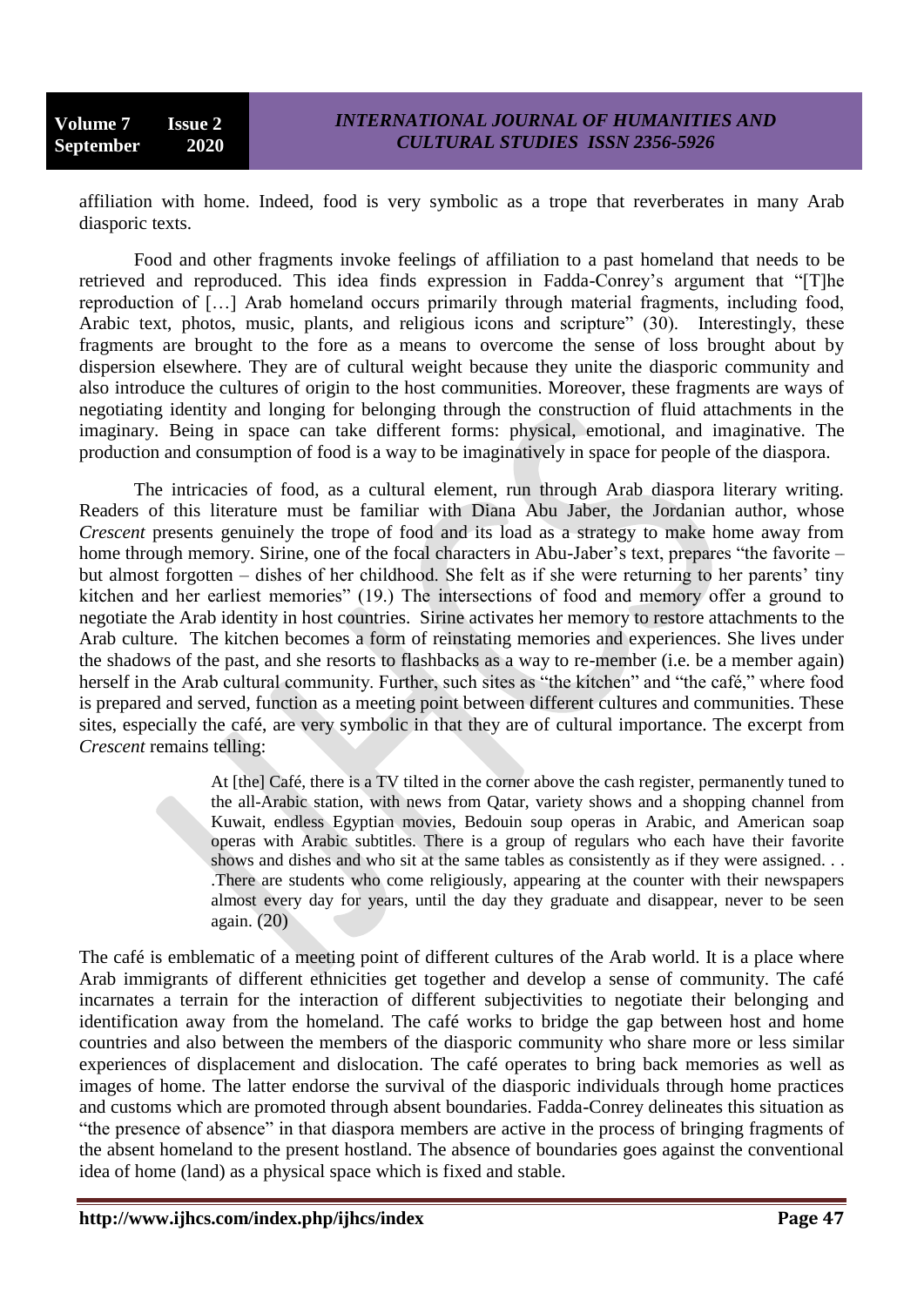affiliation with home. Indeed, food is very symbolic as a trope that reverberates in many Arab diasporic texts.

Food and other fragments invoke feelings of affiliation to a past homeland that needs to be retrieved and reproduced. This idea finds expression in Fadda-Conrey's argument that "[T]he reproduction of […] Arab homeland occurs primarily through material fragments, including food, Arabic text, photos, music, plants, and religious icons and scripture" (30). Interestingly, these fragments are brought to the fore as a means to overcome the sense of loss brought about by dispersion elsewhere. They are of cultural weight because they unite the diasporic community and also introduce the cultures of origin to the host communities. Moreover, these fragments are ways of negotiating identity and longing for belonging through the construction of fluid attachments in the imaginary. Being in space can take different forms: physical, emotional, and imaginative. The production and consumption of food is a way to be imaginatively in space for people of the diaspora.

The intricacies of food, as a cultural element, run through Arab diaspora literary writing. Readers of this literature must be familiar with Diana Abu Jaber, the Jordanian author, whose *Crescent* presents genuinely the trope of food and its load as a strategy to make home away from home through memory. Sirine, one of the focal characters in Abu-Jaber's text, prepares "the favorite – but almost forgotten – dishes of her childhood. She felt as if she were returning to her parents' tiny kitchen and her earliest memories" (19.) The intersections of food and memory offer a ground to negotiate the Arab identity in host countries. Sirine activates her memory to restore attachments to the Arab culture. The kitchen becomes a form of reinstating memories and experiences. She lives under the shadows of the past, and she resorts to flashbacks as a way to re-member (i.e. be a member again) herself in the Arab cultural community. Further, such sites as "the kitchen" and "the café," where food is prepared and served, function as a meeting point between different cultures and communities. These sites, especially the café, are very symbolic in that they are of cultural importance. The excerpt from *Crescent* remains telling:

> At [the] Café, there is a TV tilted in the corner above the cash register, permanently tuned to the all-Arabic station, with news from Qatar, variety shows and a shopping channel from Kuwait, endless Egyptian movies, Bedouin soup operas in Arabic, and American soap operas with Arabic subtitles. There is a group of regulars who each have their favorite shows and dishes and who sit at the same tables as consistently as if they were assigned. . . .There are students who come religiously, appearing at the counter with their newspapers almost every day for years, until the day they graduate and disappear, never to be seen again. (20)

The café is emblematic of a meeting point of different cultures of the Arab world. It is a place where Arab immigrants of different ethnicities get together and develop a sense of community. The café incarnates a terrain for the interaction of different subjectivities to negotiate their belonging and identification away from the homeland. The café works to bridge the gap between host and home countries and also between the members of the diasporic community who share more or less similar experiences of displacement and dislocation. The café operates to bring back memories as well as images of home. The latter endorse the survival of the diasporic individuals through home practices and customs which are promoted through absent boundaries. Fadda-Conrey delineates this situation as "the presence of absence" in that diaspora members are active in the process of bringing fragments of the absent homeland to the present hostland. The absence of boundaries goes against the conventional idea of home (land) as a physical space which is fixed and stable.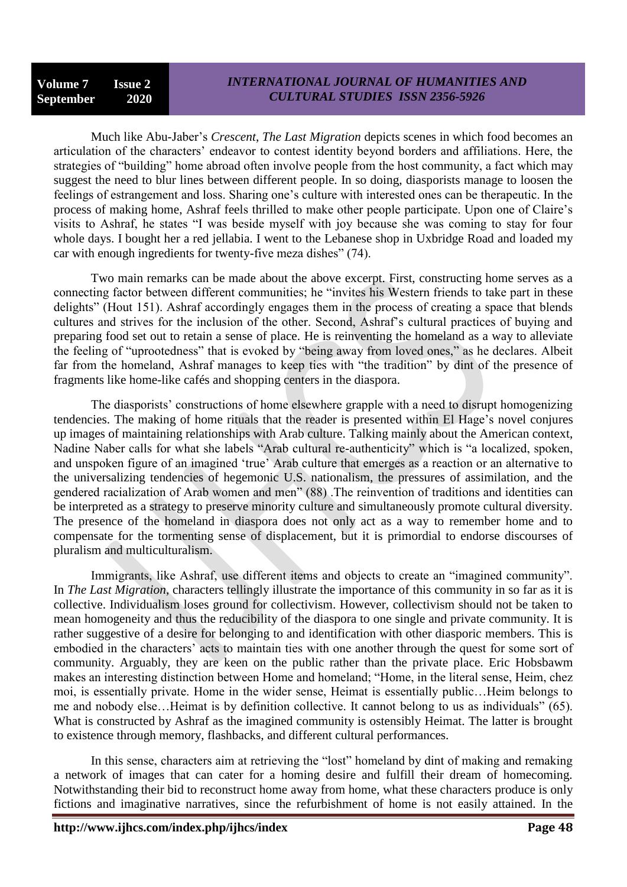Much like Abu-Jaber's *Crescent*, *The Last Migration* depicts scenes in which food becomes an articulation of the characters' endeavor to contest identity beyond borders and affiliations. Here, the strategies of "building" home abroad often involve people from the host community, a fact which may suggest the need to blur lines between different people. In so doing, diasporists manage to loosen the feelings of estrangement and loss. Sharing one's culture with interested ones can be therapeutic. In the process of making home, Ashraf feels thrilled to make other people participate. Upon one of Claire's visits to Ashraf, he states "I was beside myself with joy because she was coming to stay for four whole days. I bought her a red jellabia. I went to the Lebanese shop in Uxbridge Road and loaded my car with enough ingredients for twenty-five meza dishes" (74).

Two main remarks can be made about the above excerpt. First, constructing home serves as a connecting factor between different communities; he "invites his Western friends to take part in these delights" (Hout 151). Ashraf accordingly engages them in the process of creating a space that blends cultures and strives for the inclusion of the other. Second, Ashraf's cultural practices of buying and preparing food set out to retain a sense of place. He is reinventing the homeland as a way to alleviate the feeling of "uprootedness" that is evoked by "being away from loved ones," as he declares. Albeit far from the homeland, Ashraf manages to keep ties with "the tradition" by dint of the presence of fragments like home-like cafés and shopping centers in the diaspora.

The diasporists' constructions of home elsewhere grapple with a need to disrupt homogenizing tendencies. The making of home rituals that the reader is presented within El Hage's novel conjures up images of maintaining relationships with Arab culture. Talking mainly about the American context, Nadine Naber calls for what she labels "Arab cultural re-authenticity" which is "a localized, spoken, and unspoken figure of an imagined 'true' Arab culture that emerges as a reaction or an alternative to the universalizing tendencies of hegemonic U.S. nationalism, the pressures of assimilation, and the gendered racialization of Arab women and men" (88) .The reinvention of traditions and identities can be interpreted as a strategy to preserve minority culture and simultaneously promote cultural diversity. The presence of the homeland in diaspora does not only act as a way to remember home and to compensate for the tormenting sense of displacement, but it is primordial to endorse discourses of pluralism and multiculturalism.

Immigrants, like Ashraf, use different items and objects to create an "imagined community". In *The Last Migration*, characters tellingly illustrate the importance of this community in so far as it is collective. Individualism loses ground for collectivism. However, collectivism should not be taken to mean homogeneity and thus the reducibility of the diaspora to one single and private community. It is rather suggestive of a desire for belonging to and identification with other diasporic members. This is embodied in the characters' acts to maintain ties with one another through the quest for some sort of community. Arguably, they are keen on the public rather than the private place. Eric Hobsbawm makes an interesting distinction between Home and homeland; "Home, in the literal sense, Heim, chez moi, is essentially private. Home in the wider sense, Heimat is essentially public…Heim belongs to me and nobody else…Heimat is by definition collective. It cannot belong to us as individuals" (65). What is constructed by Ashraf as the imagined community is ostensibly Heimat. The latter is brought to existence through memory, flashbacks, and different cultural performances.

In this sense, characters aim at retrieving the "lost" homeland by dint of making and remaking a network of images that can cater for a homing desire and fulfill their dream of homecoming. Notwithstanding their bid to reconstruct home away from home, what these characters produce is only fictions and imaginative narratives, since the refurbishment of home is not easily attained. In the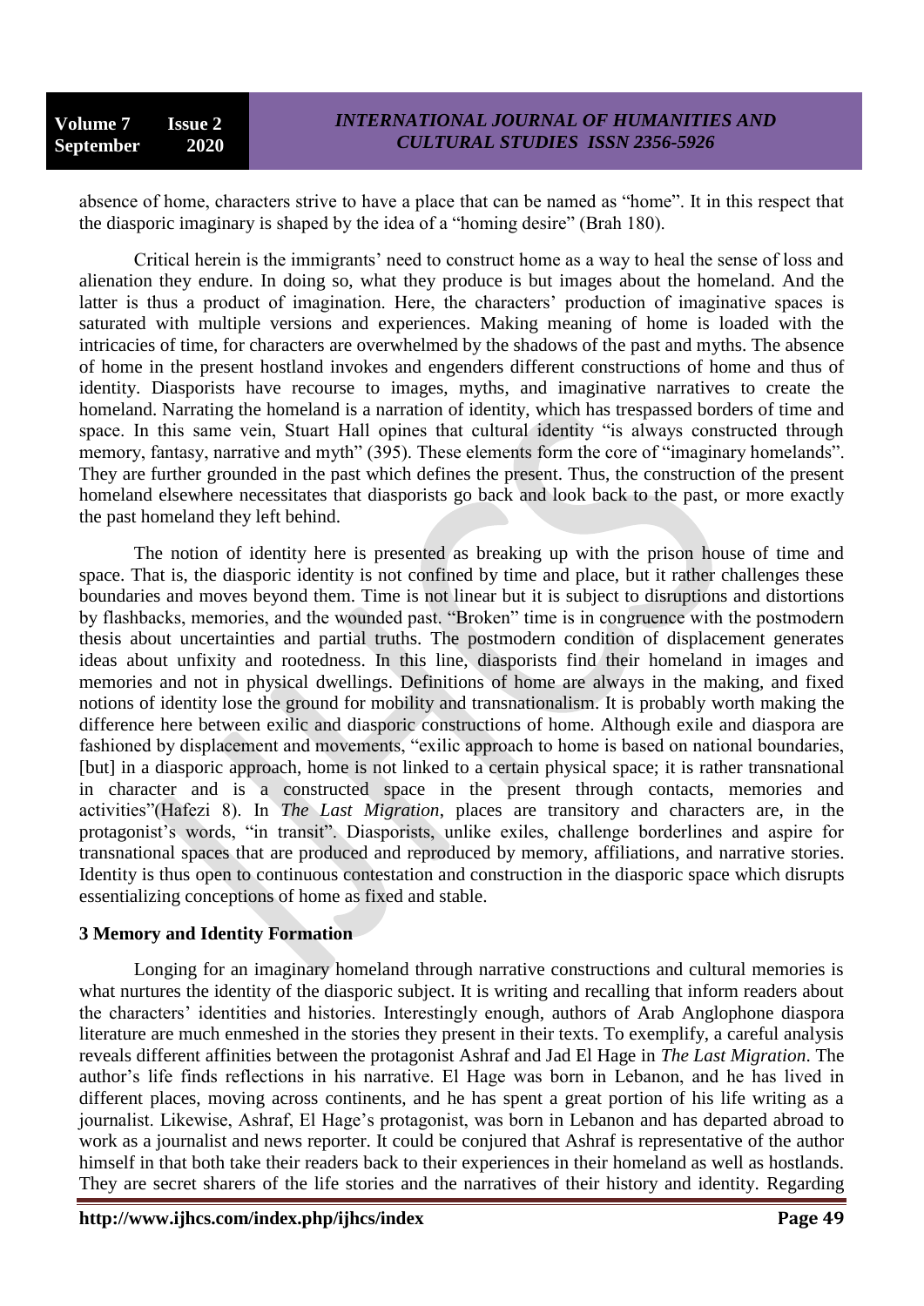absence of home, characters strive to have a place that can be named as "home". It in this respect that the diasporic imaginary is shaped by the idea of a "homing desire" (Brah 180).

Critical herein is the immigrants' need to construct home as a way to heal the sense of loss and alienation they endure. In doing so, what they produce is but images about the homeland. And the latter is thus a product of imagination. Here, the characters' production of imaginative spaces is saturated with multiple versions and experiences. Making meaning of home is loaded with the intricacies of time, for characters are overwhelmed by the shadows of the past and myths. The absence of home in the present hostland invokes and engenders different constructions of home and thus of identity. Diasporists have recourse to images, myths, and imaginative narratives to create the homeland. Narrating the homeland is a narration of identity, which has trespassed borders of time and space. In this same vein, Stuart Hall opines that cultural identity "is always constructed through memory, fantasy, narrative and myth" (395). These elements form the core of "imaginary homelands". They are further grounded in the past which defines the present. Thus, the construction of the present homeland elsewhere necessitates that diasporists go back and look back to the past, or more exactly the past homeland they left behind.

The notion of identity here is presented as breaking up with the prison house of time and space. That is, the diasporic identity is not confined by time and place, but it rather challenges these boundaries and moves beyond them. Time is not linear but it is subject to disruptions and distortions by flashbacks, memories, and the wounded past. "Broken" time is in congruence with the postmodern thesis about uncertainties and partial truths. The postmodern condition of displacement generates ideas about unfixity and rootedness. In this line, diasporists find their homeland in images and memories and not in physical dwellings. Definitions of home are always in the making, and fixed notions of identity lose the ground for mobility and transnationalism. It is probably worth making the difference here between exilic and diasporic constructions of home. Although exile and diaspora are fashioned by displacement and movements, "exilic approach to home is based on national boundaries, [but] in a diasporic approach, home is not linked to a certain physical space; it is rather transnational in character and is a constructed space in the present through contacts, memories and activities"(Hafezi 8). In *The Last Migration*, places are transitory and characters are, in the protagonist's words, "in transit". Diasporists, unlike exiles, challenge borderlines and aspire for transnational spaces that are produced and reproduced by memory, affiliations, and narrative stories. Identity is thus open to continuous contestation and construction in the diasporic space which disrupts essentializing conceptions of home as fixed and stable.

### 3 Memory and Identity Formation

Longing for an imaginary homeland through narrative constructions and cultural memories is what nurtures the identity of the diasporic subject. It is writing and recalling that inform readers about the characters' identities and histories. Interestingly enough, authors of Arab Anglophone diaspora literature are much enmeshed in the stories they present in their texts. To exemplify, a careful analysis reveals different affinities between the protagonist Ashraf and Jad El Hage in *The Last Migration*. The author's life finds reflections in his narrative. El Hage was born in Lebanon, and he has lived in different places, moving across continents, and he has spent a great portion of his life writing as a journalist. Likewise, Ashraf, El Hage's protagonist, was born in Lebanon and has departed abroad to work as a journalist and news reporter. It could be conjured that Ashraf is representative of the author himself in that both take their readers back to their experiences in their homeland as well as hostlands. They are secret sharers of the life stories and the narratives of their history and identity. Regarding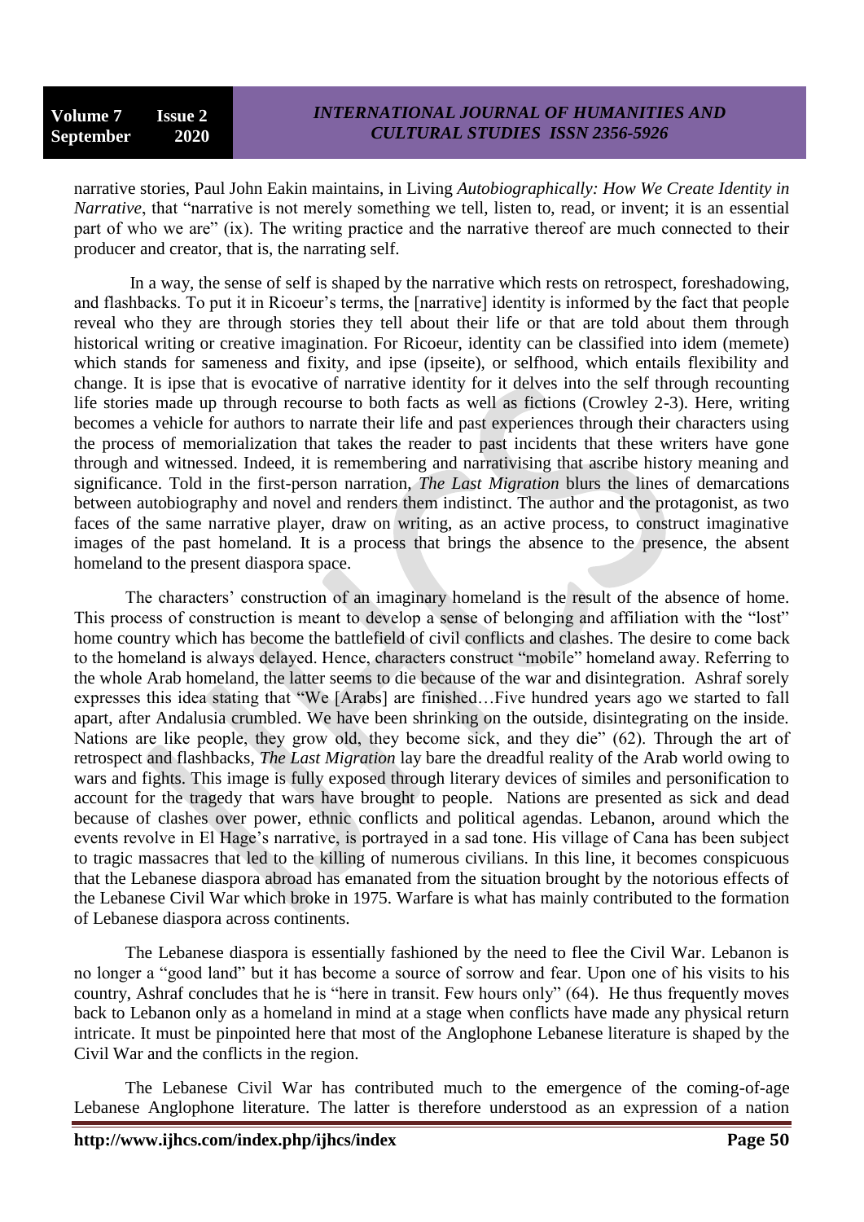narrative stories, Paul John Eakin maintains, in Living *Autobiographically: How We Create Identity in Narrative*, that "narrative is not merely something we tell, listen to, read, or invent; it is an essential part of who we are" (ix). The writing practice and the narrative thereof are much connected to their producer and creator, that is, the narrating self.

In a way, the sense of self is shaped by the narrative which rests on retrospect, foreshadowing, and flashbacks. To put it in Ricoeur's terms, the [narrative] identity is informed by the fact that people reveal who they are through stories they tell about their life or that are told about them through historical writing or creative imagination. For Ricoeur, identity can be classified into idem (memete) which stands for sameness and fixity, and ipse (ipseite), or selfhood, which entails flexibility and change. It is ipse that is evocative of narrative identity for it delves into the self through recounting life stories made up through recourse to both facts as well as fictions (Crowley 2-3). Here, writing becomes a vehicle for authors to narrate their life and past experiences through their characters using the process of memorialization that takes the reader to past incidents that these writers have gone through and witnessed. Indeed, it is remembering and narrativising that ascribe history meaning and significance. Told in the first-person narration, *The Last Migration* blurs the lines of demarcations between autobiography and novel and renders them indistinct. The author and the protagonist, as two faces of the same narrative player, draw on writing, as an active process, to construct imaginative images of the past homeland. It is a process that brings the absence to the presence, the absent homeland to the present diaspora space.

The characters' construction of an imaginary homeland is the result of the absence of home. This process of construction is meant to develop a sense of belonging and affiliation with the "lost" home country which has become the battlefield of civil conflicts and clashes. The desire to come back to the homeland is always delayed. Hence, characters construct "mobile" homeland away. Referring to the whole Arab homeland, the latter seems to die because of the war and disintegration. Ashraf sorely expresses this idea stating that "We [Arabs] are finished…Five hundred years ago we started to fall apart, after Andalusia crumbled. We have been shrinking on the outside, disintegrating on the inside. Nations are like people, they grow old, they become sick, and they die" (62). Through the art of retrospect and flashbacks, *The Last Migration* lay bare the dreadful reality of the Arab world owing to wars and fights. This image is fully exposed through literary devices of similes and personification to account for the tragedy that wars have brought to people. Nations are presented as sick and dead because of clashes over power, ethnic conflicts and political agendas. Lebanon, around which the events revolve in El Hage's narrative, is portrayed in a sad tone. His village of Cana has been subject to tragic massacres that led to the killing of numerous civilians. In this line, it becomes conspicuous that the Lebanese diaspora abroad has emanated from the situation brought by the notorious effects of the Lebanese Civil War which broke in 1975. Warfare is what has mainly contributed to the formation of Lebanese diaspora across continents.

The Lebanese diaspora is essentially fashioned by the need to flee the Civil War. Lebanon is no longer a "good land" but it has become a source of sorrow and fear. Upon one of his visits to his country, Ashraf concludes that he is "here in transit. Few hours only" (64). He thus frequently moves back to Lebanon only as a homeland in mind at a stage when conflicts have made any physical return intricate. It must be pinpointed here that most of the Anglophone Lebanese literature is shaped by the Civil War and the conflicts in the region.

The Lebanese Civil War has contributed much to the emergence of the coming-of-age Lebanese Anglophone literature. The latter is therefore understood as an expression of a nation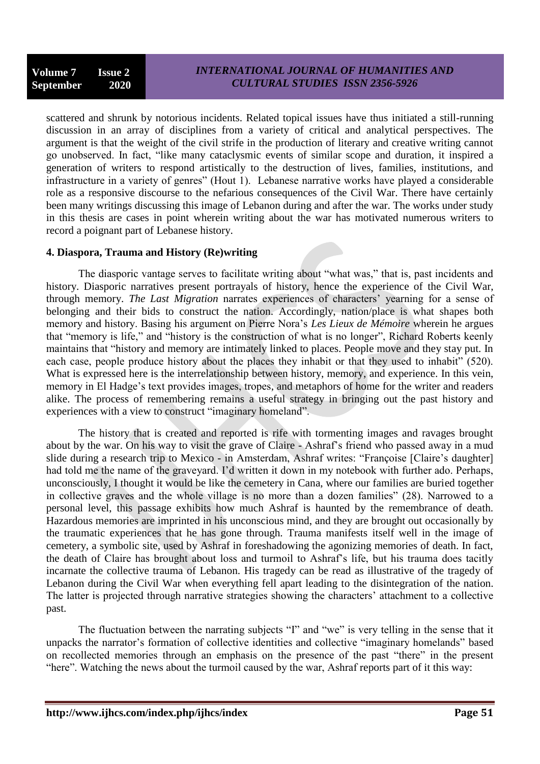scattered and shrunk by notorious incidents. Related topical issues have thus initiated a still-running discussion in an array of disciplines from a variety of critical and analytical perspectives. The argument is that the weight of the civil strife in the production of literary and creative writing cannot go unobserved. In fact, "like many cataclysmic events of similar scope and duration, it inspired a generation of writers to respond artistically to the destruction of lives, families, institutions, and infrastructure in a variety of genres" (Hout 1). Lebanese narrative works have played a considerable role as a responsive discourse to the nefarious consequences of the Civil War. There have certainly been many writings discussing this image of Lebanon during and after the war. The works under study in this thesis are cases in point wherein writing about the war has motivated numerous writers to record a poignant part of Lebanese history.

### 4. Diaspora, Trauma and History (Re)writing

The diasporic vantage serves to facilitate writing about "what was," that is, past incidents and history. Diasporic narratives present portrayals of history, hence the experience of the Civil War, through memory. *The Last Migration* narrates experiences of characters' yearning for a sense of belonging and their bids to construct the nation. Accordingly, nation/place is what shapes both memory and history. Basing his argument on Pierre Nora's *Les Lieux de Mémoire* wherein he argues that "memory is life," and "history is the construction of what is no longer", Richard Roberts keenly maintains that "history and memory are intimately linked to places. People move and they stay put. In each case, people produce history about the places they inhabit or that they used to inhabit" (520). What is expressed here is the interrelationship between history, memory, and experience. In this vein, memory in El Hadge's text provides images, tropes, and metaphors of home for the writer and readers alike. The process of remembering remains a useful strategy in bringing out the past history and experiences with a view to construct "imaginary homeland".

The history that is created and reported is rife with tormenting images and ravages brought about by the war. On his way to visit the grave of Claire - Ashraf's friend who passed away in a mud slide during a research trip to Mexico - in Amsterdam, Ashraf writes: "Françoise [Claire's daughter] had told me the name of the graveyard. I'd written it down in my notebook with further ado. Perhaps, unconsciously, I thought it would be like the cemetery in Cana, where our families are buried together in collective graves and the whole village is no more than a dozen families" (28). Narrowed to a personal level, this passage exhibits how much Ashraf is haunted by the remembrance of death. Hazardous memories are imprinted in his unconscious mind, and they are brought out occasionally by the traumatic experiences that he has gone through. Trauma manifests itself well in the image of cemetery, a symbolic site, used by Ashraf in foreshadowing the agonizing memories of death. In fact, the death of Claire has brought about loss and turmoil to Ashraf's life, but his trauma does tacitly incarnate the collective trauma of Lebanon. His tragedy can be read as illustrative of the tragedy of Lebanon during the Civil War when everything fell apart leading to the disintegration of the nation. The latter is projected through narrative strategies showing the characters' attachment to a collective past.

The fluctuation between the narrating subjects "I" and "we" is very telling in the sense that it unpacks the narrator's formation of collective identities and collective "imaginary homelands" based on recollected memories through an emphasis on the presence of the past "there" in the present "here". Watching the news about the turmoil caused by the war, Ashraf reports part of it this way: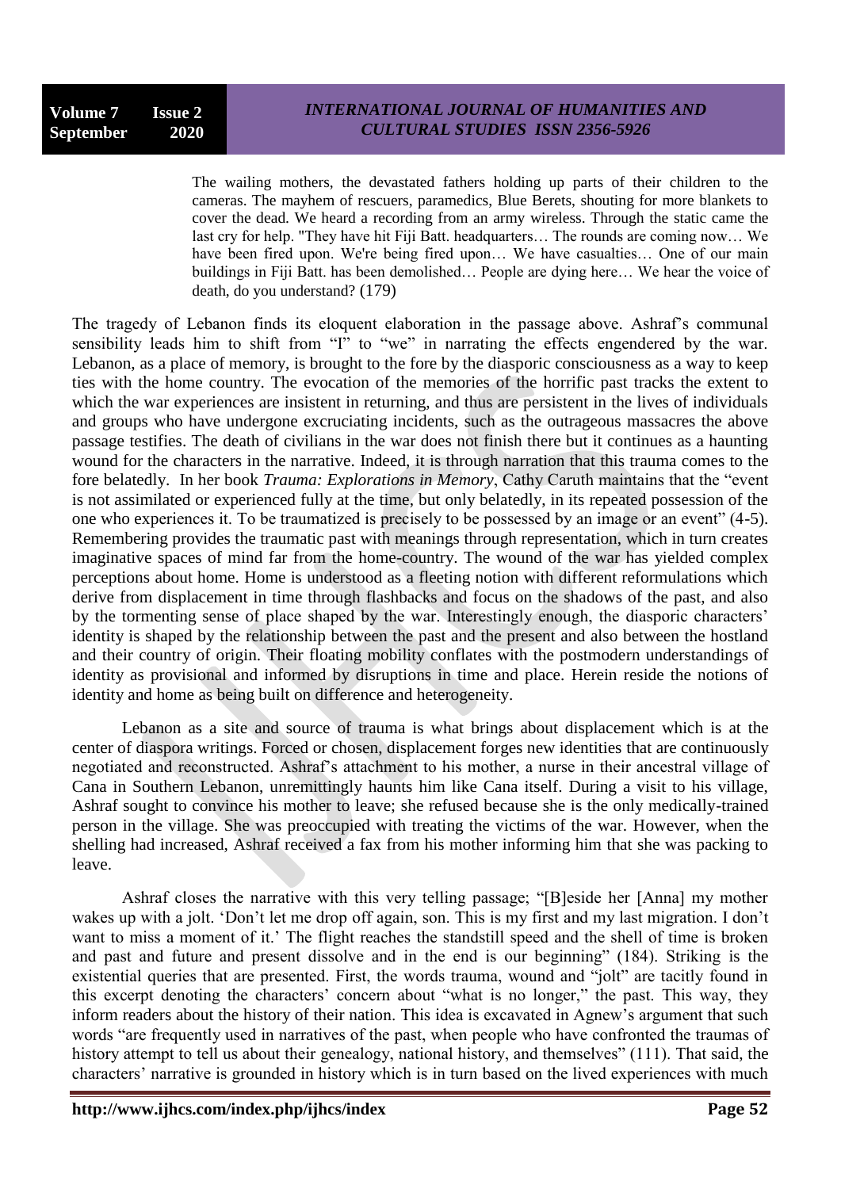> The wailing mothers, the devastated fathers holding up parts of their children to the cameras. The mayhem of rescuers, paramedics, Blue Berets, shouting for more blankets to cover the dead. We heard a recording from an army wireless. Through the static came the last cry for help. "They have hit Fiji Batt. headquarters… The rounds are coming now… We have been fired upon. We're being fired upon… We have casualties… One of our main buildings in Fiji Batt. has been demolished… People are dying here… We hear the voice of death, do you understand? (179)

The tragedy of Lebanon finds its eloquent elaboration in the passage above. Ashraf's communal sensibility leads him to shift from "I" to "we" in narrating the effects engendered by the war. Lebanon, as a place of memory, is brought to the fore by the diasporic consciousness as a way to keep ties with the home country. The evocation of the memories of the horrific past tracks the extent to which the war experiences are insistent in returning, and thus are persistent in the lives of individuals and groups who have undergone excruciating incidents, such as the outrageous massacres the above passage testifies. The death of civilians in the war does not finish there but it continues as a haunting wound for the characters in the narrative. Indeed, it is through narration that this trauma comes to the fore belatedly. In her book *Trauma: Explorations in Memory*, Cathy Caruth maintains that the "event is not assimilated or experienced fully at the time, but only belatedly, in its repeated possession of the one who experiences it. To be traumatized is precisely to be possessed by an image or an event" (4-5). Remembering provides the traumatic past with meanings through representation, which in turn creates imaginative spaces of mind far from the home-country. The wound of the war has yielded complex perceptions about home. Home is understood as a fleeting notion with different reformulations which derive from displacement in time through flashbacks and focus on the shadows of the past, and also by the tormenting sense of place shaped by the war. Interestingly enough, the diasporic characters' identity is shaped by the relationship between the past and the present and also between the hostland and their country of origin. Their floating mobility conflates with the postmodern understandings of identity as provisional and informed by disruptions in time and place. Herein reside the notions of identity and home as being built on difference and heterogeneity.

Lebanon as a site and source of trauma is what brings about displacement which is at the center of diaspora writings. Forced or chosen, displacement forges new identities that are continuously negotiated and reconstructed. Ashraf's attachment to his mother, a nurse in their ancestral village of Cana in Southern Lebanon, unremittingly haunts him like Cana itself. During a visit to his village, Ashraf sought to convince his mother to leave; she refused because she is the only medically-trained person in the village. She was preoccupied with treating the victims of the war. However, when the shelling had increased, Ashraf received a fax from his mother informing him that she was packing to leave.

Ashraf closes the narrative with this very telling passage; "[B]eside her [Anna] my mother wakes up with a jolt. 'Don't let me drop off again, son. This is my first and my last migration. I don't want to miss a moment of it.' The flight reaches the standstill speed and the shell of time is broken and past and future and present dissolve and in the end is our beginning" (184). Striking is the existential queries that are presented. First, the words trauma, wound and "jolt" are tacitly found in this excerpt denoting the characters' concern about "what is no longer," the past. This way, they inform readers about the history of their nation. This idea is excavated in Agnew's argument that such words "are frequently used in narratives of the past, when people who have confronted the traumas of history attempt to tell us about their genealogy, national history, and themselves" (111). That said, the characters' narrative is grounded in history which is in turn based on the lived experiences with much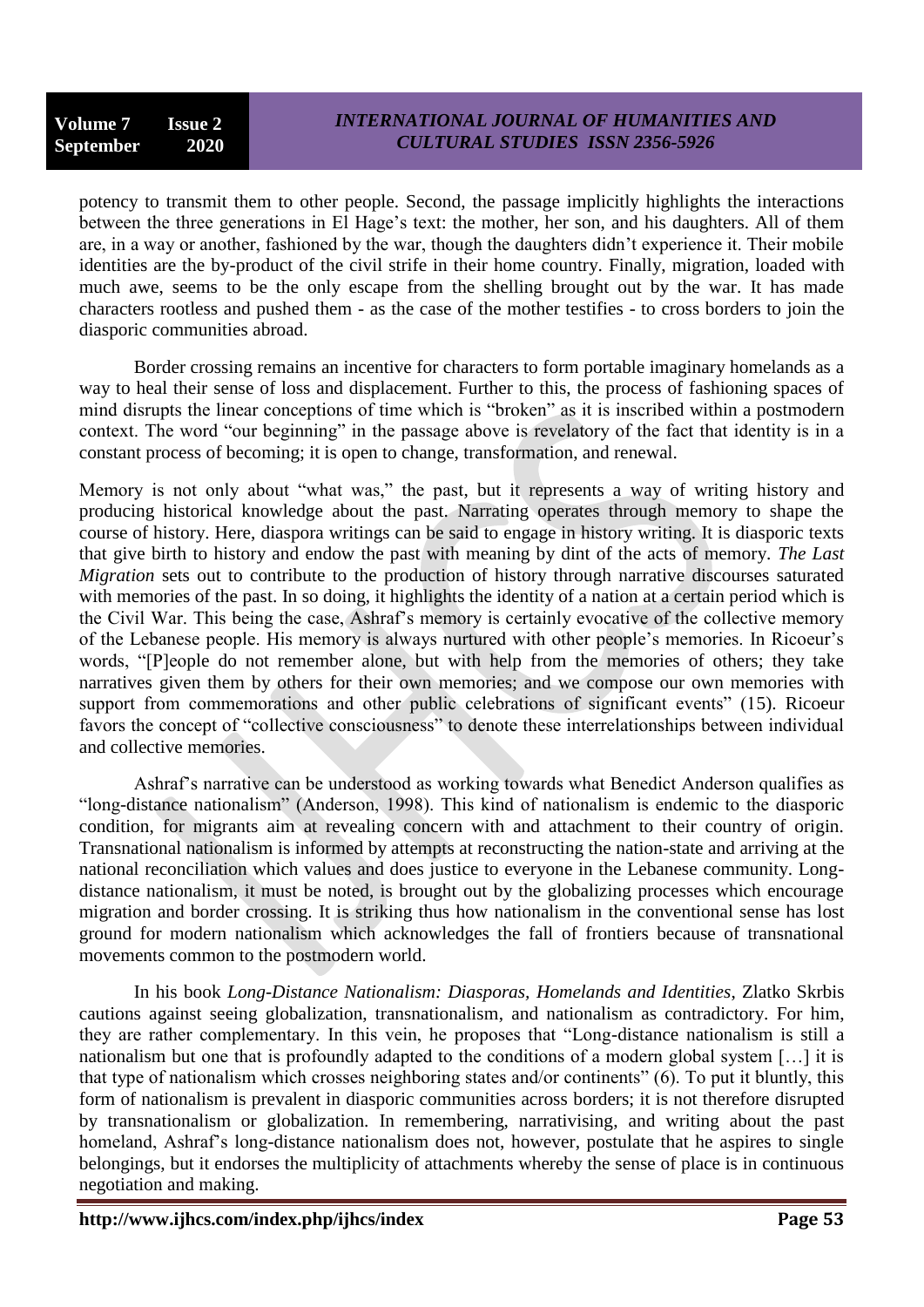potency to transmit them to other people. Second, the passage implicitly highlights the interactions between the three generations in El Hage's text: the mother, her son, and his daughters. All of them are, in a way or another, fashioned by the war, though the daughters didn't experience it. Their mobile identities are the by-product of the civil strife in their home country. Finally, migration, loaded with much awe, seems to be the only escape from the shelling brought out by the war. It has made characters rootless and pushed them - as the case of the mother testifies - to cross borders to join the diasporic communities abroad.

Border crossing remains an incentive for characters to form portable imaginary homelands as a way to heal their sense of loss and displacement. Further to this, the process of fashioning spaces of mind disrupts the linear conceptions of time which is "broken" as it is inscribed within a postmodern context. The word "our beginning" in the passage above is revelatory of the fact that identity is in a constant process of becoming; it is open to change, transformation, and renewal.

Memory is not only about "what was," the past, but it represents a way of writing history and producing historical knowledge about the past. Narrating operates through memory to shape the course of history. Here, diaspora writings can be said to engage in history writing. It is diasporic texts that give birth to history and endow the past with meaning by dint of the acts of memory. *The Last Migration* sets out to contribute to the production of history through narrative discourses saturated with memories of the past. In so doing, it highlights the identity of a nation at a certain period which is the Civil War. This being the case, Ashraf's memory is certainly evocative of the collective memory of the Lebanese people. His memory is always nurtured with other people's memories. In Ricoeur's words, "[P]eople do not remember alone, but with help from the memories of others; they take narratives given them by others for their own memories; and we compose our own memories with support from commemorations and other public celebrations of significant events" (15). Ricoeur favors the concept of "collective consciousness" to denote these interrelationships between individual and collective memories.

Ashraf's narrative can be understood as working towards what Benedict Anderson qualifies as "long-distance nationalism" (Anderson, 1998). This kind of nationalism is endemic to the diasporic condition, for migrants aim at revealing concern with and attachment to their country of origin. Transnational nationalism is informed by attempts at reconstructing the nation-state and arriving at the national reconciliation which values and does justice to everyone in the Lebanese community. Long-distance nationalism, it must be noted, is brought out by the globalizing processes which encourage migration and border crossing. It is striking thus how nationalism in the conventional sense has lost ground for modern nationalism which acknowledges the fall of frontiers because of transnational movements common to the postmodern world.

In his book *Long-Distance Nationalism: Diasporas, Homelands and Identities*, Zlatko Skrbis cautions against seeing globalization, transnationalism, and nationalism as contradictory. For him, they are rather complementary. In this vein, he proposes that "Long-distance nationalism is still a nationalism but one that is profoundly adapted to the conditions of a modern global system […] it is that type of nationalism which crosses neighboring states and/or continents" (6). To put it bluntly, this form of nationalism is prevalent in diasporic communities across borders; it is not therefore disrupted by transnationalism or globalization. In remembering, narrativising, and writing about the past homeland, Ashraf's long-distance nationalism does not, however, postulate that he aspires to single belongings, but it endorses the multiplicity of attachments whereby the sense of place is in continuous negotiation and making.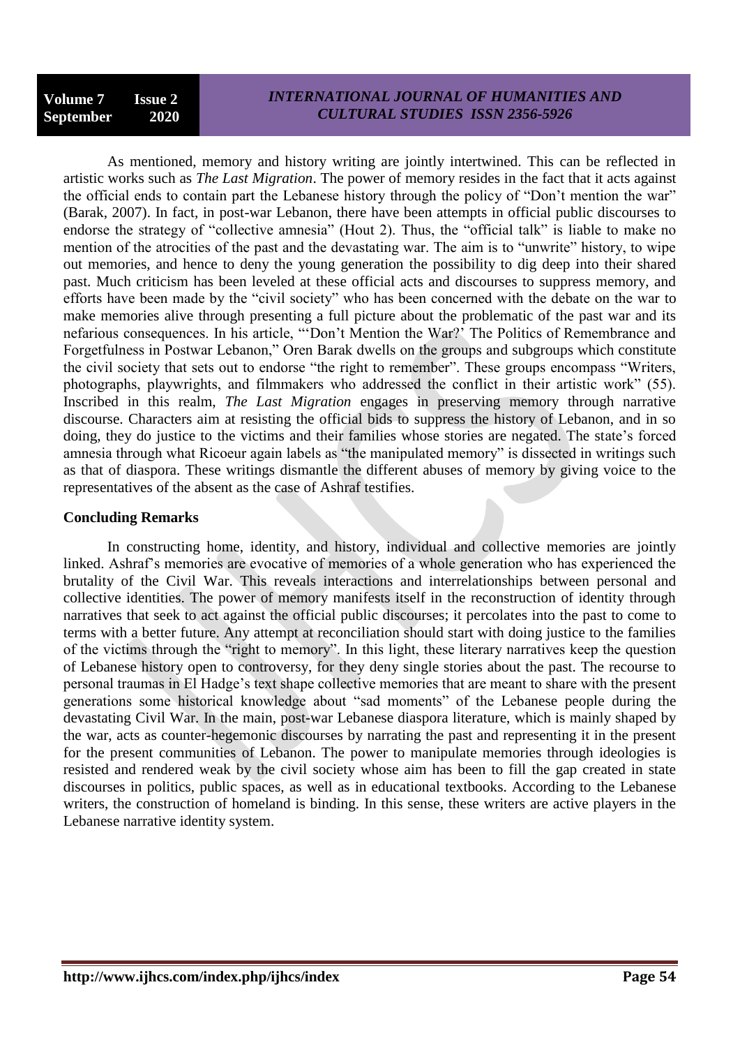As mentioned, memory and history writing are jointly intertwined. This can be reflected in artistic works such as *The Last Migration*. The power of memory resides in the fact that it acts against the official ends to contain part the Lebanese history through the policy of "Don't mention the war" (Barak, 2007). In fact, in post-war Lebanon, there have been attempts in official public discourses to endorse the strategy of "collective amnesia" (Hout 2). Thus, the "official talk" is liable to make no mention of the atrocities of the past and the devastating war. The aim is to "unwrite" history, to wipe out memories, and hence to deny the young generation the possibility to dig deep into their shared past. Much criticism has been leveled at these official acts and discourses to suppress memory, and efforts have been made by the "civil society" who has been concerned with the debate on the war to make memories alive through presenting a full picture about the problematic of the past war and its nefarious consequences. In his article, "'Don't Mention the War?' The Politics of Remembrance and Forgetfulness in Postwar Lebanon," Oren Barak dwells on the groups and subgroups which constitute the civil society that sets out to endorse "the right to remember". These groups encompass "Writers, photographs, playwrights, and filmmakers who addressed the conflict in their artistic work" (55). Inscribed in this realm, *The Last Migration* engages in preserving memory through narrative discourse. Characters aim at resisting the official bids to suppress the history of Lebanon, and in so doing, they do justice to the victims and their families whose stories are negated. The state's forced amnesia through what Ricoeur again labels as "the manipulated memory" is dissected in writings such as that of diaspora. These writings dismantle the different abuses of memory by giving voice to the representatives of the absent as the case of Ashraf testifies.

## Concluding Remarks

In constructing home, identity, and history, individual and collective memories are jointly linked. Ashraf's memories are evocative of memories of a whole generation who has experienced the brutality of the Civil War. This reveals interactions and interrelationships between personal and collective identities. The power of memory manifests itself in the reconstruction of identity through narratives that seek to act against the official public discourses; it percolates into the past to come to terms with a better future. Any attempt at reconciliation should start with doing justice to the families of the victims through the "right to memory". In this light, these literary narratives keep the question of Lebanese history open to controversy, for they deny single stories about the past. The recourse to personal traumas in El Hadge's text shape collective memories that are meant to share with the present generations some historical knowledge about "sad moments" of the Lebanese people during the devastating Civil War. In the main, post-war Lebanese diaspora literature, which is mainly shaped by the war, acts as counter-hegemonic discourses by narrating the past and representing it in the present for the present communities of Lebanon. The power to manipulate memories through ideologies is resisted and rendered weak by the civil society whose aim has been to fill the gap created in state discourses in politics, public spaces, as well as in educational textbooks. According to the Lebanese writers, the construction of homeland is binding. In this sense, these writers are active players in the Lebanese narrative identity system.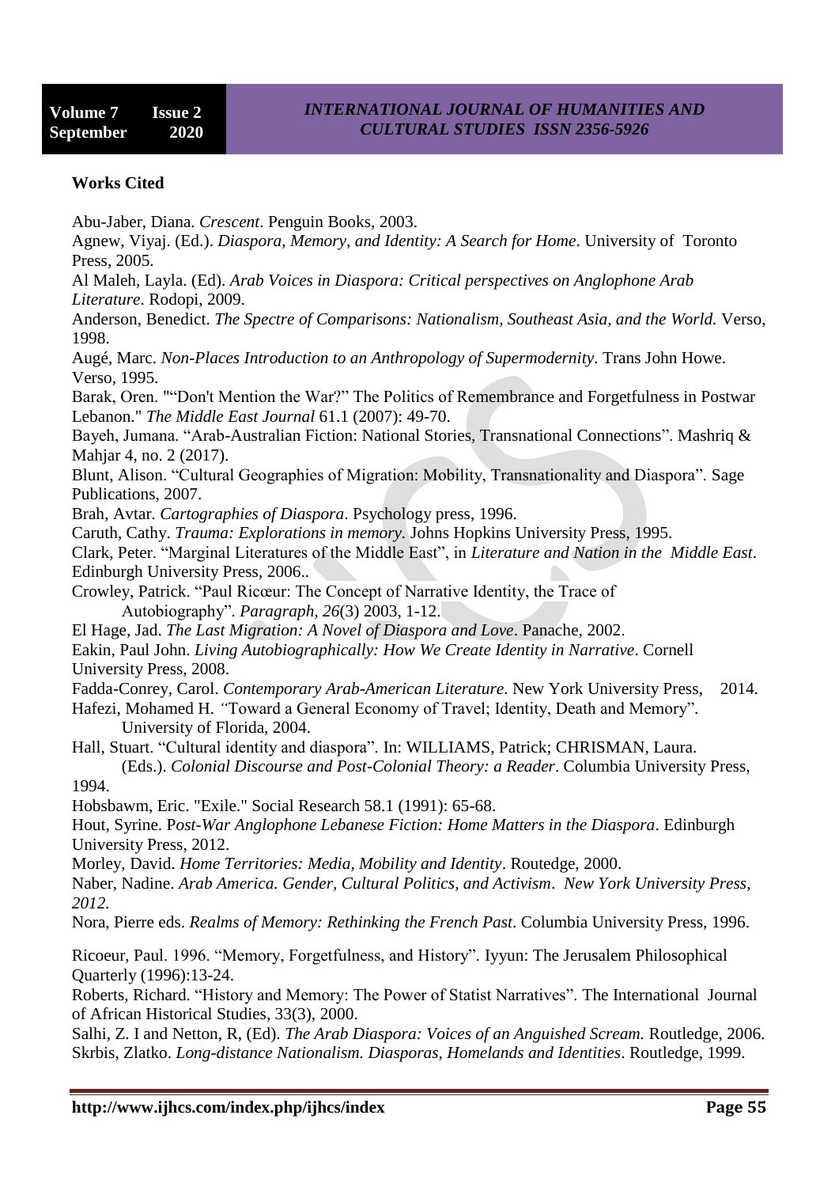**Works Cited**

Abu-Jaber, Diana. *Crescent*. Penguin Books, 2003.

Agnew, Viyaj. (Ed.). *Diaspora, Memory, and Identity: A Search for Home*. University of Toronto Press, 2005.

Al Maleh, Layla. (Ed). *Arab Voices in Diaspora: Critical perspectives on Anglophone Arab Literature*. Rodopi, 2009.

Anderson, Benedict. *The Spectre of Comparisons: Nationalism, Southeast Asia, and the World.* Verso, 1998.

Augé, Marc. *Non-Places Introduction to an Anthropology of Supermodernity*. Trans John Howe. Verso, 1995.

Barak, Oren. "“Don't Mention the War?” The Politics of Remembrance and Forgetfulness in Postwar Lebanon." *The Middle East Journal* 61.1 (2007): 49-70.

Bayeh, Jumana. “Arab-Australian Fiction: National Stories, Transnational Connections”. Mashriq & Mahjar 4, no. 2 (2017).

Blunt, Alison. “Cultural Geographies of Migration: Mobility, Transnationality and Diaspora”. Sage Publications, 2007.

Brah, Avtar. *Cartographies of Diaspora*. Psychology press, 1996.

Caruth, Cathy. *Trauma: Explorations in memory.* Johns Hopkins University Press, 1995.

Clark, Peter. “Marginal Literatures of the Middle East”, in *Literature and Nation in the Middle East*. Edinburgh University Press, 2006..

Crowley, Patrick. “Paul Ricœur: The Concept of Narrative Identity, the Trace of Autobiography”. *Paragraph, 26*(3) 2003, 1-12.

El Hage, Jad. *The Last Migration: A Novel of Diaspora and Love*. Panache, 2002.

Eakin, Paul John. *Living Autobiographically: How We Create Identity in Narrative*. Cornell University Press, 2008.

Fadda-Conrey, Carol. *Contemporary Arab-American Literature*. New York University Press, 2014.

Hafezi, Mohamed H. *“*Toward a General Economy of Travel; Identity, Death and Memory”. University of Florida, 2004.

Hall, Stuart. “Cultural identity and diaspora”. In: WILLIAMS, Patrick; CHRISMAN, Laura. (Eds.). *Colonial Discourse and Post-Colonial Theory: a Reader*. Columbia University Press, 1994.

Hobsbawm, Eric. "Exile." Social Research 58.1 (1991): 65-68.

Hout, Syrine. P*ost-War Anglophone Lebanese Fiction: Home Matters in the Diaspora*. Edinburgh University Press, 2012.

Morley, David. *Home Territories: Media, Mobility and Identity*. Routedge, 2000.

Naber, Nadine. *Arab America. Gender, Cultural Politics, and Activism*. *New York University Press, 2012.*

Nora, Pierre eds. *Realms of Memory: Rethinking the French Past*. Columbia University Press, 1996.

Ricoeur, Paul. 1996. “Memory, Forgetfulness, and History”. Iyyun: The Jerusalem Philosophical Quarterly (1996):13-24.

Roberts, Richard. “History and Memory: The Power of Statist Narratives”. The International Journal of African Historical Studies, 33(3), 2000.

Salhi, Z. I and Netton, R, (Ed). *The Arab Diaspora: Voices of an Anguished Scream.* Routledge, 2006.

Skrbis, Zlatko. *Long-distance Nationalism. Diasporas, Homelands and Identities*. Routledge, 1999.